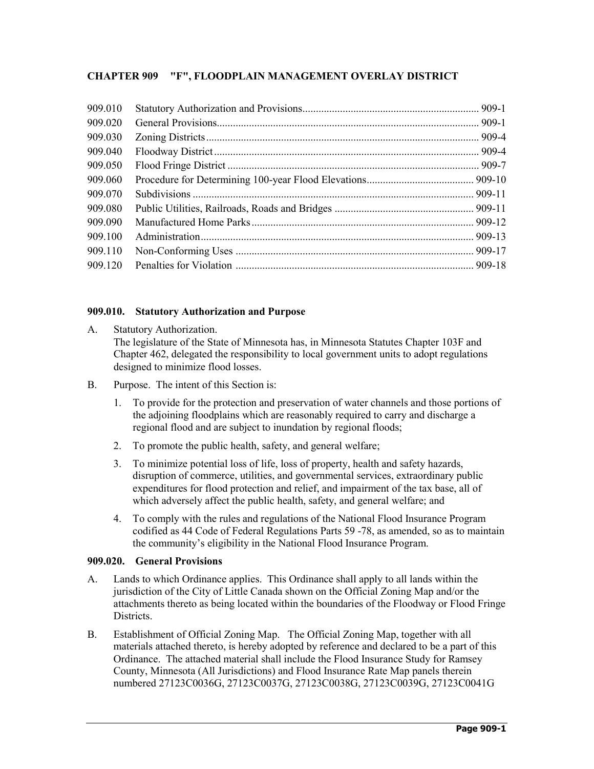## CHAPTER 909 "F", FLOODPLAIN MANAGEMENT OVERLAY DISTRICT

| | | |
|---|---|---|
| 909.010 | Statutory Authorization and Provisions | 909-1 |
| 909.020 | General Provisions | 909-1 |
| 909.030 | Zoning Districts | 909-4 |
| 909.040 | Floodway District | 909-4 |
| 909.050 | Flood Fringe District | 909-7 |
| 909.060 | Procedure for Determining 100-year Flood Elevations | 909-10 |
| 909.070 | Subdivisions | 909-11 |
| 909.080 | Public Utilities, Railroads, Roads and Bridges | 909-11 |
| 909.090 | Manufactured Home Parks | 909-12 |
| 909.100 | Administration | 909-13 |
| 909.110 | Non-Conforming Uses | 909-17 |
| 909.120 | Penalties for Violation | 909-18 |

### 909.010. Statutory Authorization and Purpose

A. Statutory Authorization.
The legislature of the State of Minnesota has, in Minnesota Statutes Chapter 103F and Chapter 462, delegated the responsibility to local government units to adopt regulations designed to minimize flood losses.

B. Purpose. The intent of this Section is:

1. To provide for the protection and preservation of water channels and those portions of the adjoining floodplains which are reasonably required to carry and discharge a regional flood and are subject to inundation by regional floods;

2. To promote the public health, safety, and general welfare;

3. To minimize potential loss of life, loss of property, health and safety hazards, disruption of commerce, utilities, and governmental services, extraordinary public expenditures for flood protection and relief, and impairment of the tax base, all of which adversely affect the public health, safety, and general welfare; and

4. To comply with the rules and regulations of the National Flood Insurance Program codified as 44 Code of Federal Regulations Parts 59 -78, as amended, so as to maintain the community's eligibility in the National Flood Insurance Program.

### 909.020. General Provisions

A. Lands to which Ordinance applies. This Ordinance shall apply to all lands within the jurisdiction of the City of Little Canada shown on the Official Zoning Map and/or the attachments thereto as being located within the boundaries of the Floodway or Flood Fringe Districts.

B. Establishment of Official Zoning Map. The Official Zoning Map, together with all materials attached thereto, is hereby adopted by reference and declared to be a part of this Ordinance. The attached material shall include the Flood Insurance Study for Ramsey County, Minnesota (All Jurisdictions) and Flood Insurance Rate Map panels therein numbered 27123C0036G, 27123C0037G, 27123C0038G, 27123C0039G, 27123C0041G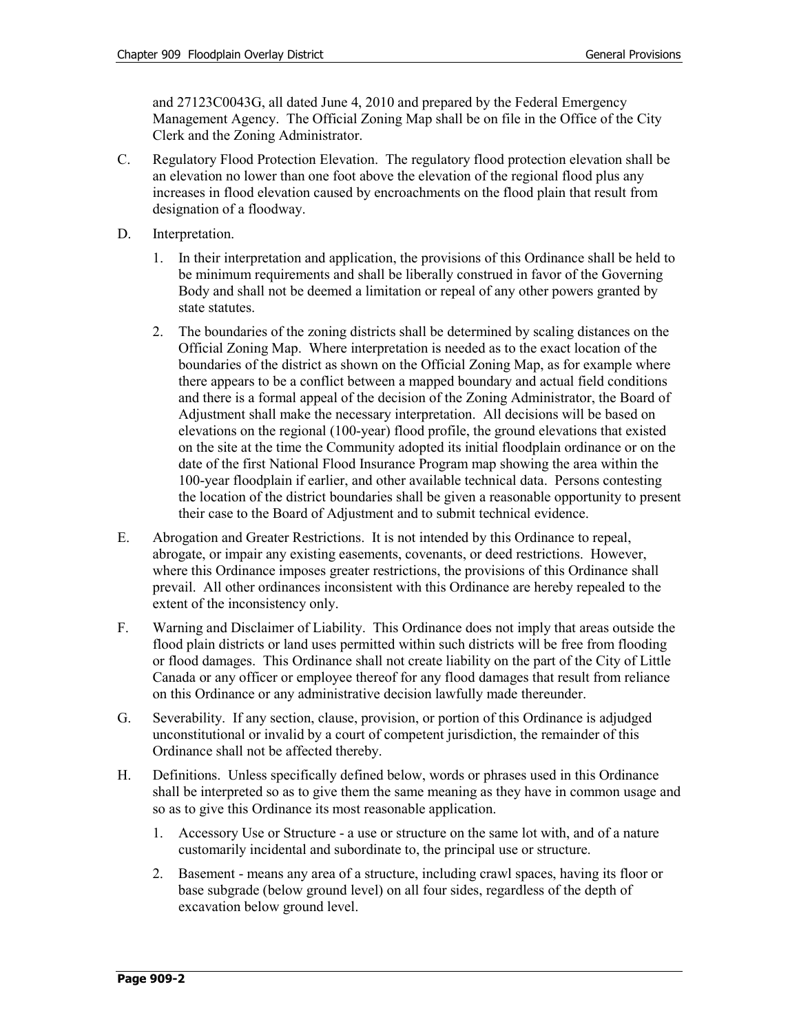and 27123C0043G, all dated June 4, 2010 and prepared by the Federal Emergency Management Agency. The Official Zoning Map shall be on file in the Office of the City Clerk and the Zoning Administrator.

C. Regulatory Flood Protection Elevation. The regulatory flood protection elevation shall be an elevation no lower than one foot above the elevation of the regional flood plus any increases in flood elevation caused by encroachments on the flood plain that result from designation of a floodway.

D. Interpretation.

   1. In their interpretation and application, the provisions of this Ordinance shall be held to be minimum requirements and shall be liberally construed in favor of the Governing Body and shall not be deemed a limitation or repeal of any other powers granted by state statutes.

   2. The boundaries of the zoning districts shall be determined by scaling distances on the Official Zoning Map. Where interpretation is needed as to the exact location of the boundaries of the district as shown on the Official Zoning Map, as for example where there appears to be a conflict between a mapped boundary and actual field conditions and there is a formal appeal of the decision of the Zoning Administrator, the Board of Adjustment shall make the necessary interpretation. All decisions will be based on elevations on the regional (100-year) flood profile, the ground elevations that existed on the site at the time the Community adopted its initial floodplain ordinance or on the date of the first National Flood Insurance Program map showing the area within the 100-year floodplain if earlier, and other available technical data. Persons contesting the location of the district boundaries shall be given a reasonable opportunity to present their case to the Board of Adjustment and to submit technical evidence.

E. Abrogation and Greater Restrictions. It is not intended by this Ordinance to repeal, abrogate, or impair any existing easements, covenants, or deed restrictions. However, where this Ordinance imposes greater restrictions, the provisions of this Ordinance shall prevail. All other ordinances inconsistent with this Ordinance are hereby repealed to the extent of the inconsistency only.

F. Warning and Disclaimer of Liability. This Ordinance does not imply that areas outside the flood plain districts or land uses permitted within such districts will be free from flooding or flood damages. This Ordinance shall not create liability on the part of the City of Little Canada or any officer or employee thereof for any flood damages that result from reliance on this Ordinance or any administrative decision lawfully made thereunder.

G. Severability. If any section, clause, provision, or portion of this Ordinance is adjudged unconstitutional or invalid by a court of competent jurisdiction, the remainder of this Ordinance shall not be affected thereby.

H. Definitions. Unless specifically defined below, words or phrases used in this Ordinance shall be interpreted so as to give them the same meaning as they have in common usage and so as to give this Ordinance its most reasonable application.

   1. Accessory Use or Structure - a use or structure on the same lot with, and of a nature customarily incidental and subordinate to, the principal use or structure.

   2. Basement - means any area of a structure, including crawl spaces, having its floor or base subgrade (below ground level) on all four sides, regardless of the depth of excavation below ground level.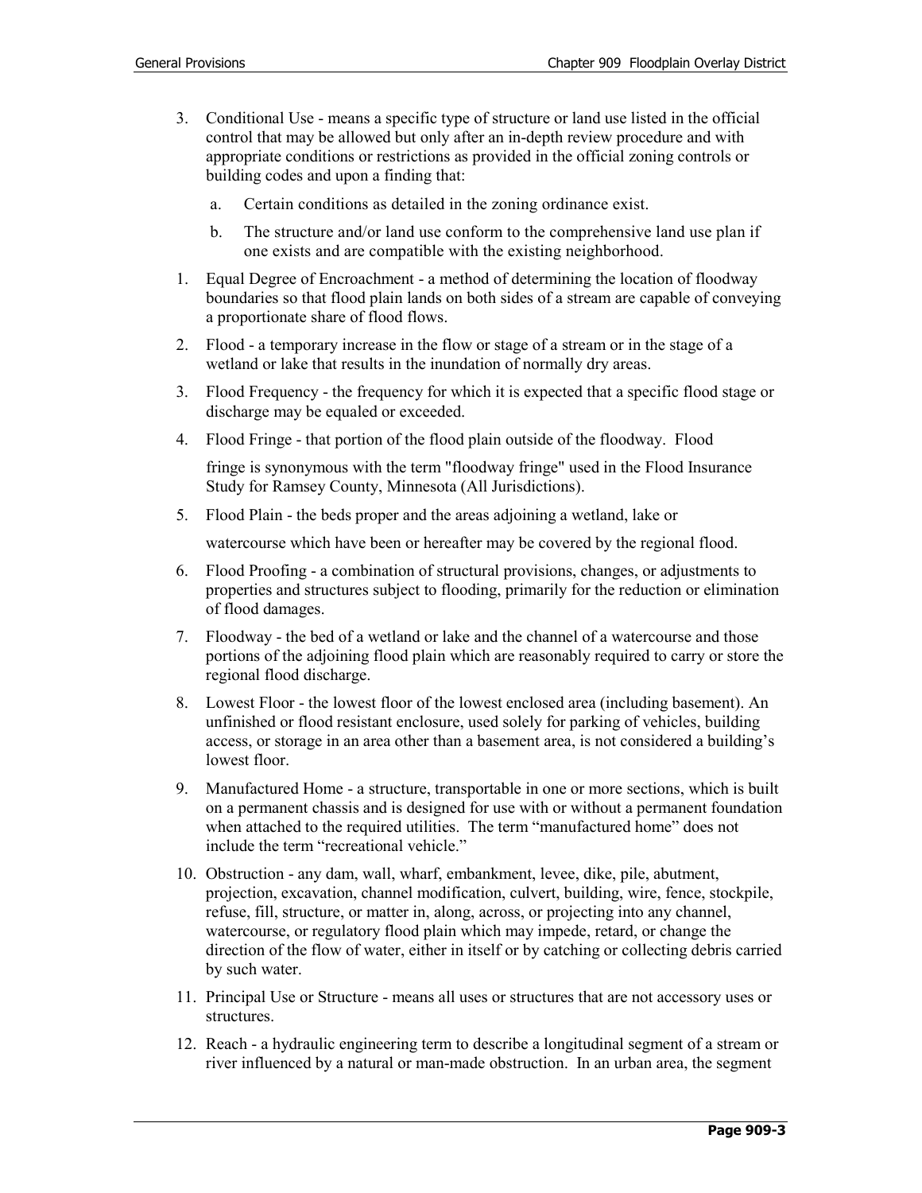3. Conditional Use - means a specific type of structure or land use listed in the official control that may be allowed but only after an in-depth review procedure and with appropriate conditions or restrictions as provided in the official zoning controls or building codes and upon a finding that:

   a. Certain conditions as detailed in the zoning ordinance exist.

   b. The structure and/or land use conform to the comprehensive land use plan if one exists and are compatible with the existing neighborhood.

1. Equal Degree of Encroachment - a method of determining the location of floodway boundaries so that flood plain lands on both sides of a stream are capable of conveying a proportionate share of flood flows.

2. Flood - a temporary increase in the flow or stage of a stream or in the stage of a wetland or lake that results in the inundation of normally dry areas.

3. Flood Frequency - the frequency for which it is expected that a specific flood stage or discharge may be equaled or exceeded.

4. Flood Fringe - that portion of the flood plain outside of the floodway. Flood

   fringe is synonymous with the term "floodway fringe" used in the Flood Insurance Study for Ramsey County, Minnesota (All Jurisdictions).

5. Flood Plain - the beds proper and the areas adjoining a wetland, lake or

   watercourse which have been or hereafter may be covered by the regional flood.

6. Flood Proofing - a combination of structural provisions, changes, or adjustments to properties and structures subject to flooding, primarily for the reduction or elimination of flood damages.

7. Floodway - the bed of a wetland or lake and the channel of a watercourse and those portions of the adjoining flood plain which are reasonably required to carry or store the regional flood discharge.

8. Lowest Floor - the lowest floor of the lowest enclosed area (including basement). An unfinished or flood resistant enclosure, used solely for parking of vehicles, building access, or storage in an area other than a basement area, is not considered a building's lowest floor.

9. Manufactured Home - a structure, transportable in one or more sections, which is built on a permanent chassis and is designed for use with or without a permanent foundation when attached to the required utilities. The term "manufactured home" does not include the term "recreational vehicle."

10. Obstruction - any dam, wall, wharf, embankment, levee, dike, pile, abutment, projection, excavation, channel modification, culvert, building, wire, fence, stockpile, refuse, fill, structure, or matter in, along, across, or projecting into any channel, watercourse, or regulatory flood plain which may impede, retard, or change the direction of the flow of water, either in itself or by catching or collecting debris carried by such water.

11. Principal Use or Structure - means all uses or structures that are not accessory uses or structures.

12. Reach - a hydraulic engineering term to describe a longitudinal segment of a stream or river influenced by a natural or man-made obstruction. In an urban area, the segment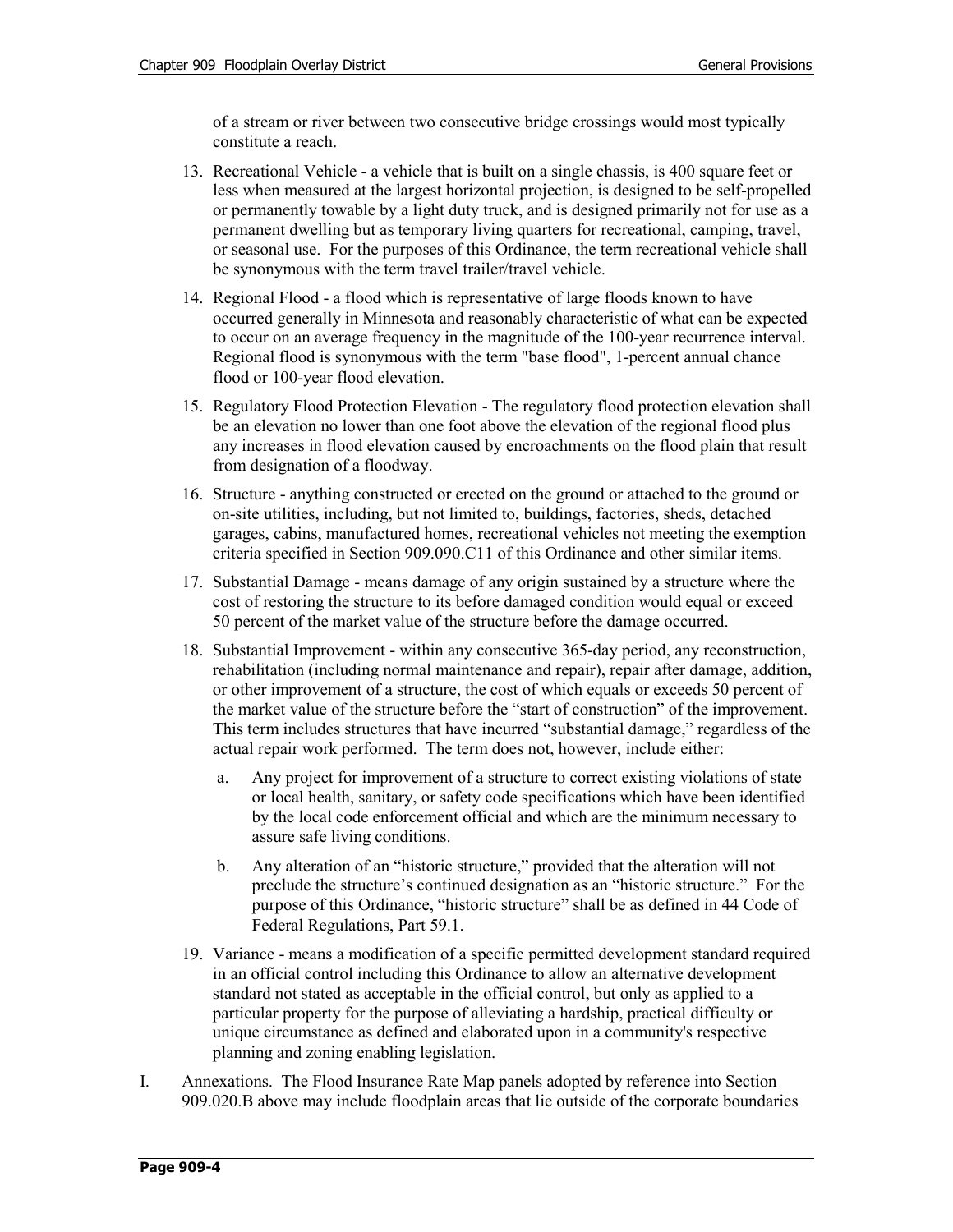of a stream or river between two consecutive bridge crossings would most typically constitute a reach.

13. Recreational Vehicle - a vehicle that is built on a single chassis, is 400 square feet or less when measured at the largest horizontal projection, is designed to be self-propelled or permanently towable by a light duty truck, and is designed primarily not for use as a permanent dwelling but as temporary living quarters for recreational, camping, travel, or seasonal use. For the purposes of this Ordinance, the term recreational vehicle shall be synonymous with the term travel trailer/travel vehicle.

14. Regional Flood - a flood which is representative of large floods known to have occurred generally in Minnesota and reasonably characteristic of what can be expected to occur on an average frequency in the magnitude of the 100-year recurrence interval. Regional flood is synonymous with the term "base flood", 1-percent annual chance flood or 100-year flood elevation.

15. Regulatory Flood Protection Elevation - The regulatory flood protection elevation shall be an elevation no lower than one foot above the elevation of the regional flood plus any increases in flood elevation caused by encroachments on the flood plain that result from designation of a floodway.

16. Structure - anything constructed or erected on the ground or attached to the ground or on-site utilities, including, but not limited to, buildings, factories, sheds, detached garages, cabins, manufactured homes, recreational vehicles not meeting the exemption criteria specified in Section 909.090.C11 of this Ordinance and other similar items.

17. Substantial Damage - means damage of any origin sustained by a structure where the cost of restoring the structure to its before damaged condition would equal or exceed 50 percent of the market value of the structure before the damage occurred.

18. Substantial Improvement - within any consecutive 365-day period, any reconstruction, rehabilitation (including normal maintenance and repair), repair after damage, addition, or other improvement of a structure, the cost of which equals or exceeds 50 percent of the market value of the structure before the “start of construction” of the improvement. This term includes structures that have incurred “substantial damage,” regardless of the actual repair work performed. The term does not, however, include either:

    a. Any project for improvement of a structure to correct existing violations of state or local health, sanitary, or safety code specifications which have been identified by the local code enforcement official and which are the minimum necessary to assure safe living conditions.

    b. Any alteration of an “historic structure,” provided that the alteration will not preclude the structure’s continued designation as an “historic structure.” For the purpose of this Ordinance, “historic structure” shall be as defined in 44 Code of Federal Regulations, Part 59.1.

19. Variance - means a modification of a specific permitted development standard required in an official control including this Ordinance to allow an alternative development standard not stated as acceptable in the official control, but only as applied to a particular property for the purpose of alleviating a hardship, practical difficulty or unique circumstance as defined and elaborated upon in a community's respective planning and zoning enabling legislation.

I. Annexations. The Flood Insurance Rate Map panels adopted by reference into Section 909.020.B above may include floodplain areas that lie outside of the corporate boundaries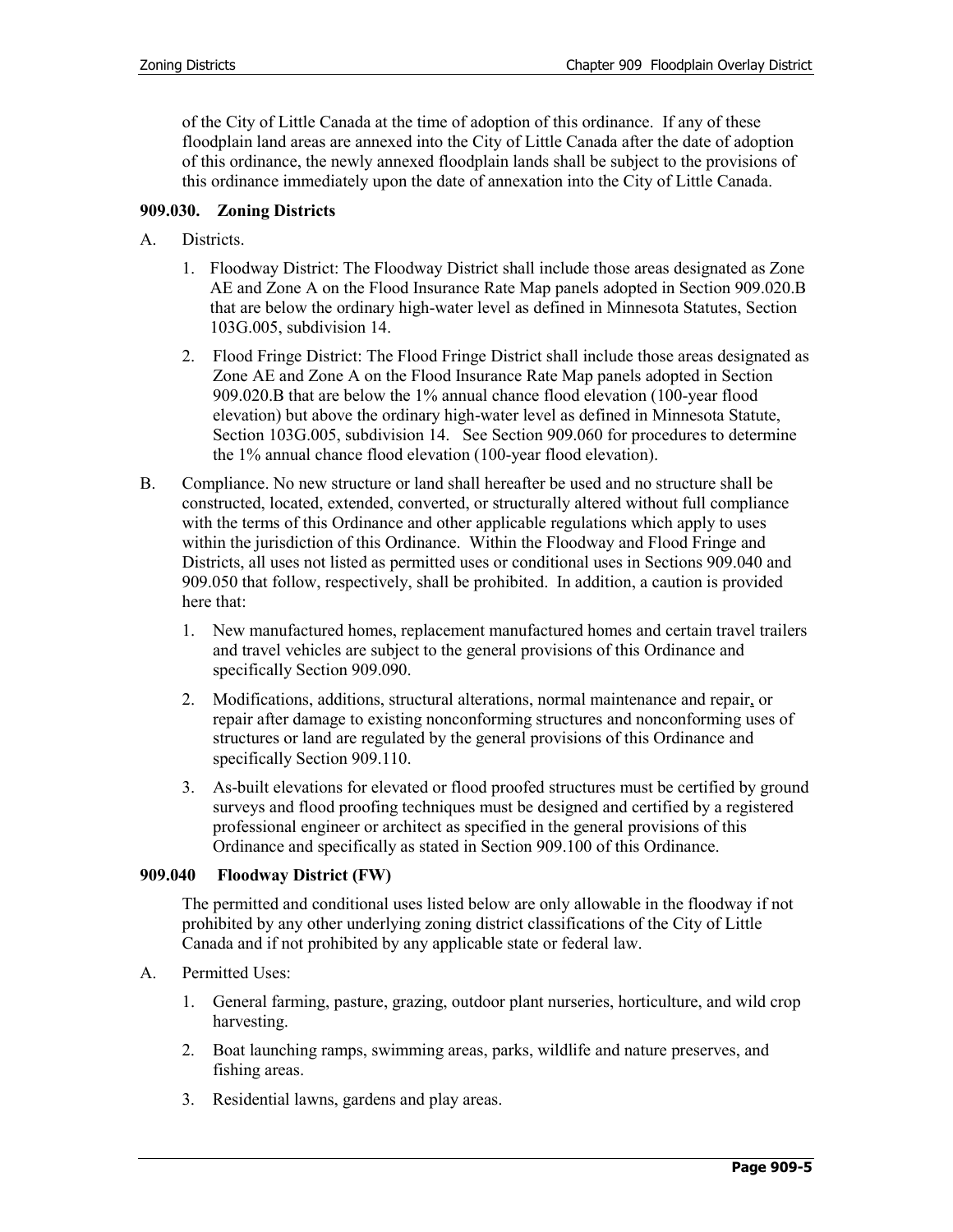of the City of Little Canada at the time of adoption of this ordinance. If any of these floodplain land areas are annexed into the City of Little Canada after the date of adoption of this ordinance, the newly annexed floodplain lands shall be subject to the provisions of this ordinance immediately upon the date of annexation into the City of Little Canada.

### 909.030. Zoning Districts

A. Districts.

1. Floodway District: The Floodway District shall include those areas designated as Zone AE and Zone A on the Flood Insurance Rate Map panels adopted in Section 909.020.B that are below the ordinary high-water level as defined in Minnesota Statutes, Section 103G.005, subdivision 14.

2. Flood Fringe District: The Flood Fringe District shall include those areas designated as Zone AE and Zone A on the Flood Insurance Rate Map panels adopted in Section 909.020.B that are below the 1% annual chance flood elevation (100-year flood elevation) but above the ordinary high-water level as defined in Minnesota Statute, Section 103G.005, subdivision 14. See Section 909.060 for procedures to determine the 1% annual chance flood elevation (100-year flood elevation).

B. Compliance. No new structure or land shall hereafter be used and no structure shall be constructed, located, extended, converted, or structurally altered without full compliance with the terms of this Ordinance and other applicable regulations which apply to uses within the jurisdiction of this Ordinance. Within the Floodway and Flood Fringe and Districts, all uses not listed as permitted uses or conditional uses in Sections 909.040 and 909.050 that follow, respectively, shall be prohibited. In addition, a caution is provided here that:

1. New manufactured homes, replacement manufactured homes and certain travel trailers and travel vehicles are subject to the general provisions of this Ordinance and specifically Section 909.090.

2. Modifications, additions, structural alterations, normal maintenance and repair, or repair after damage to existing nonconforming structures and nonconforming uses of structures or land are regulated by the general provisions of this Ordinance and specifically Section 909.110.

3. As-built elevations for elevated or flood proofed structures must be certified by ground surveys and flood proofing techniques must be designed and certified by a registered professional engineer or architect as specified in the general provisions of this Ordinance and specifically as stated in Section 909.100 of this Ordinance.

### 909.040 Floodway District (FW)

The permitted and conditional uses listed below are only allowable in the floodway if not prohibited by any other underlying zoning district classifications of the City of Little Canada and if not prohibited by any applicable state or federal law.

A. Permitted Uses:

1. General farming, pasture, grazing, outdoor plant nurseries, horticulture, and wild crop harvesting.

2. Boat launching ramps, swimming areas, parks, wildlife and nature preserves, and fishing areas.

3. Residential lawns, gardens and play areas.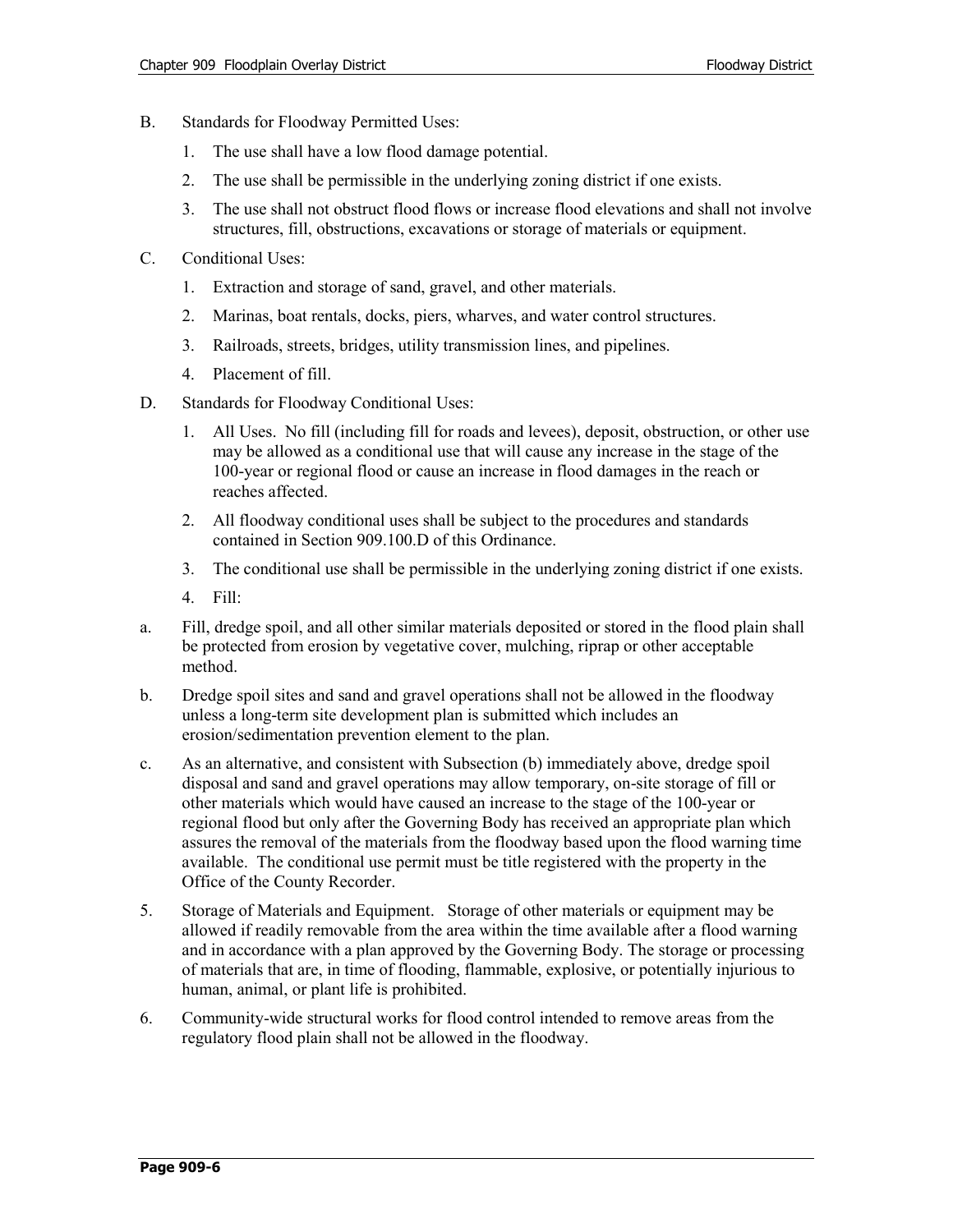B. Standards for Floodway Permitted Uses:

   1. The use shall have a low flood damage potential.

   2. The use shall be permissible in the underlying zoning district if one exists.

   3. The use shall not obstruct flood flows or increase flood elevations and shall not involve structures, fill, obstructions, excavations or storage of materials or equipment.

C. Conditional Uses:

   1. Extraction and storage of sand, gravel, and other materials.

   2. Marinas, boat rentals, docks, piers, wharves, and water control structures.

   3. Railroads, streets, bridges, utility transmission lines, and pipelines.

   4. Placement of fill.

D. Standards for Floodway Conditional Uses:

   1. All Uses. No fill (including fill for roads and levees), deposit, obstruction, or other use may be allowed as a conditional use that will cause any increase in the stage of the 100-year or regional flood or cause an increase in flood damages in the reach or reaches affected.

   2. All floodway conditional uses shall be subject to the procedures and standards contained in Section 909.100.D of this Ordinance.

   3. The conditional use shall be permissible in the underlying zoning district if one exists.

   4. Fill:

a. Fill, dredge spoil, and all other similar materials deposited or stored in the flood plain shall be protected from erosion by vegetative cover, mulching, riprap or other acceptable method.

b. Dredge spoil sites and sand and gravel operations shall not be allowed in the floodway unless a long-term site development plan is submitted which includes an erosion/sedimentation prevention element to the plan.

c. As an alternative, and consistent with Subsection (b) immediately above, dredge spoil disposal and sand and gravel operations may allow temporary, on-site storage of fill or other materials which would have caused an increase to the stage of the 100-year or regional flood but only after the Governing Body has received an appropriate plan which assures the removal of the materials from the floodway based upon the flood warning time available. The conditional use permit must be title registered with the property in the Office of the County Recorder.

5. Storage of Materials and Equipment. Storage of other materials or equipment may be allowed if readily removable from the area within the time available after a flood warning and in accordance with a plan approved by the Governing Body. The storage or processing of materials that are, in time of flooding, flammable, explosive, or potentially injurious to human, animal, or plant life is prohibited.

6. Community-wide structural works for flood control intended to remove areas from the regulatory flood plain shall not be allowed in the floodway.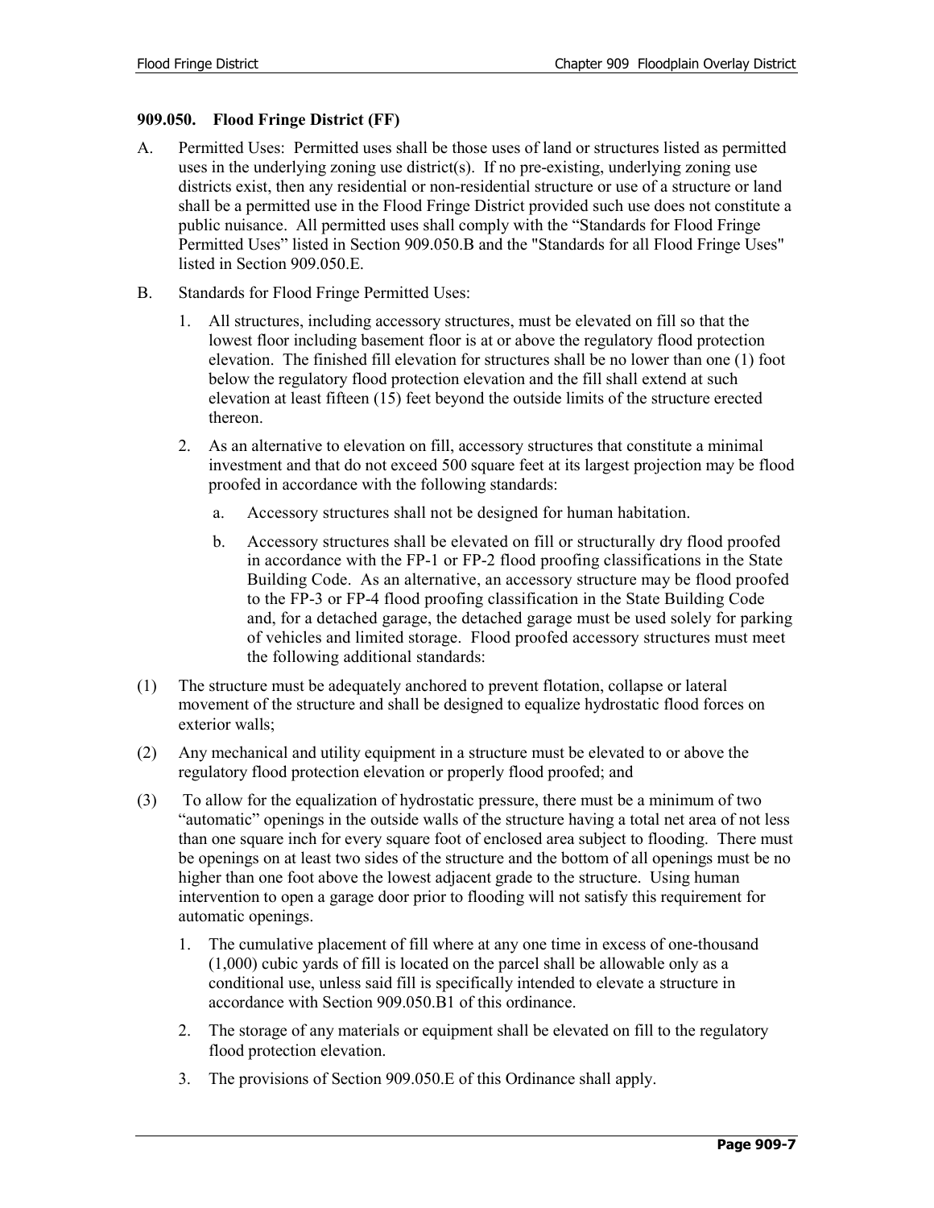### 909.050. Flood Fringe District (FF)

A. Permitted Uses: Permitted uses shall be those uses of land or structures listed as permitted uses in the underlying zoning use district(s). If no pre-existing, underlying zoning use districts exist, then any residential or non-residential structure or use of a structure or land shall be a permitted use in the Flood Fringe District provided such use does not constitute a public nuisance. All permitted uses shall comply with the "Standards for Flood Fringe Permitted Uses" listed in Section 909.050.B and the "Standards for all Flood Fringe Uses" listed in Section 909.050.E.

B. Standards for Flood Fringe Permitted Uses:

   1. All structures, including accessory structures, must be elevated on fill so that the lowest floor including basement floor is at or above the regulatory flood protection elevation. The finished fill elevation for structures shall be no lower than one (1) foot below the regulatory flood protection elevation and the fill shall extend at such elevation at least fifteen (15) feet beyond the outside limits of the structure erected thereon.

   2. As an alternative to elevation on fill, accessory structures that constitute a minimal investment and that do not exceed 500 square feet at its largest projection may be flood proofed in accordance with the following standards:

      a. Accessory structures shall not be designed for human habitation.

      b. Accessory structures shall be elevated on fill or structurally dry flood proofed in accordance with the FP-1 or FP-2 flood proofing classifications in the State Building Code. As an alternative, an accessory structure may be flood proofed to the FP-3 or FP-4 flood proofing classification in the State Building Code and, for a detached garage, the detached garage must be used solely for parking of vehicles and limited storage. Flood proofed accessory structures must meet the following additional standards:

(1) The structure must be adequately anchored to prevent flotation, collapse or lateral movement of the structure and shall be designed to equalize hydrostatic flood forces on exterior walls;

(2) Any mechanical and utility equipment in a structure must be elevated to or above the regulatory flood protection elevation or properly flood proofed; and

(3) To allow for the equalization of hydrostatic pressure, there must be a minimum of two "automatic" openings in the outside walls of the structure having a total net area of not less than one square inch for every square foot of enclosed area subject to flooding. There must be openings on at least two sides of the structure and the bottom of all openings must be no higher than one foot above the lowest adjacent grade to the structure. Using human intervention to open a garage door prior to flooding will not satisfy this requirement for automatic openings.

   1. The cumulative placement of fill where at any one time in excess of one-thousand (1,000) cubic yards of fill is located on the parcel shall be allowable only as a conditional use, unless said fill is specifically intended to elevate a structure in accordance with Section 909.050.B1 of this ordinance.

   2. The storage of any materials or equipment shall be elevated on fill to the regulatory flood protection elevation.

   3. The provisions of Section 909.050.E of this Ordinance shall apply.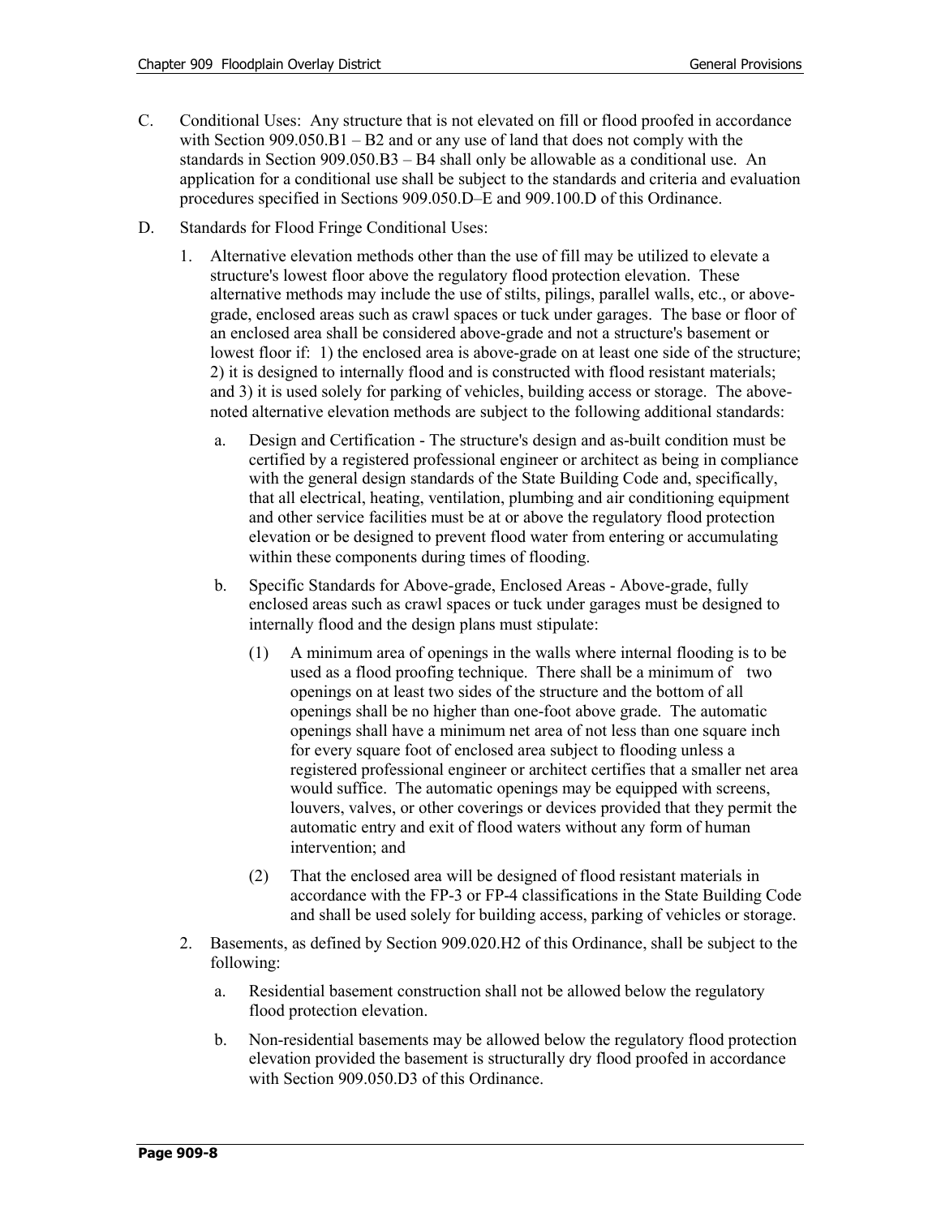C. Conditional Uses: Any structure that is not elevated on fill or flood proofed in accordance with Section 909.050.B1 – B2 and or any use of land that does not comply with the standards in Section 909.050.B3 – B4 shall only be allowable as a conditional use. An application for a conditional use shall be subject to the standards and criteria and evaluation procedures specified in Sections 909.050.D–E and 909.100.D of this Ordinance.

D. Standards for Flood Fringe Conditional Uses:

1. Alternative elevation methods other than the use of fill may be utilized to elevate a structure's lowest floor above the regulatory flood protection elevation. These alternative methods may include the use of stilts, pilings, parallel walls, etc., or above-grade, enclosed areas such as crawl spaces or tuck under garages. The base or floor of an enclosed area shall be considered above-grade and not a structure's basement or lowest floor if: 1) the enclosed area is above-grade on at least one side of the structure; 2) it is designed to internally flood and is constructed with flood resistant materials; and 3) it is used solely for parking of vehicles, building access or storage. The above-noted alternative elevation methods are subject to the following additional standards:

   a. Design and Certification - The structure's design and as-built condition must be certified by a registered professional engineer or architect as being in compliance with the general design standards of the State Building Code and, specifically, that all electrical, heating, ventilation, plumbing and air conditioning equipment and other service facilities must be at or above the regulatory flood protection elevation or be designed to prevent flood water from entering or accumulating within these components during times of flooding.

   b. Specific Standards for Above-grade, Enclosed Areas - Above-grade, fully enclosed areas such as crawl spaces or tuck under garages must be designed to internally flood and the design plans must stipulate:

      (1) A minimum area of openings in the walls where internal flooding is to be used as a flood proofing technique. There shall be a minimum of two openings on at least two sides of the structure and the bottom of all openings shall be no higher than one-foot above grade. The automatic openings shall have a minimum net area of not less than one square inch for every square foot of enclosed area subject to flooding unless a registered professional engineer or architect certifies that a smaller net area would suffice. The automatic openings may be equipped with screens, louvers, valves, or other coverings or devices provided that they permit the automatic entry and exit of flood waters without any form of human intervention; and

      (2) That the enclosed area will be designed of flood resistant materials in accordance with the FP-3 or FP-4 classifications in the State Building Code and shall be used solely for building access, parking of vehicles or storage.

2. Basements, as defined by Section 909.020.H2 of this Ordinance, shall be subject to the following:

   a. Residential basement construction shall not be allowed below the regulatory flood protection elevation.

   b. Non-residential basements may be allowed below the regulatory flood protection elevation provided the basement is structurally dry flood proofed in accordance with Section 909.050.D3 of this Ordinance.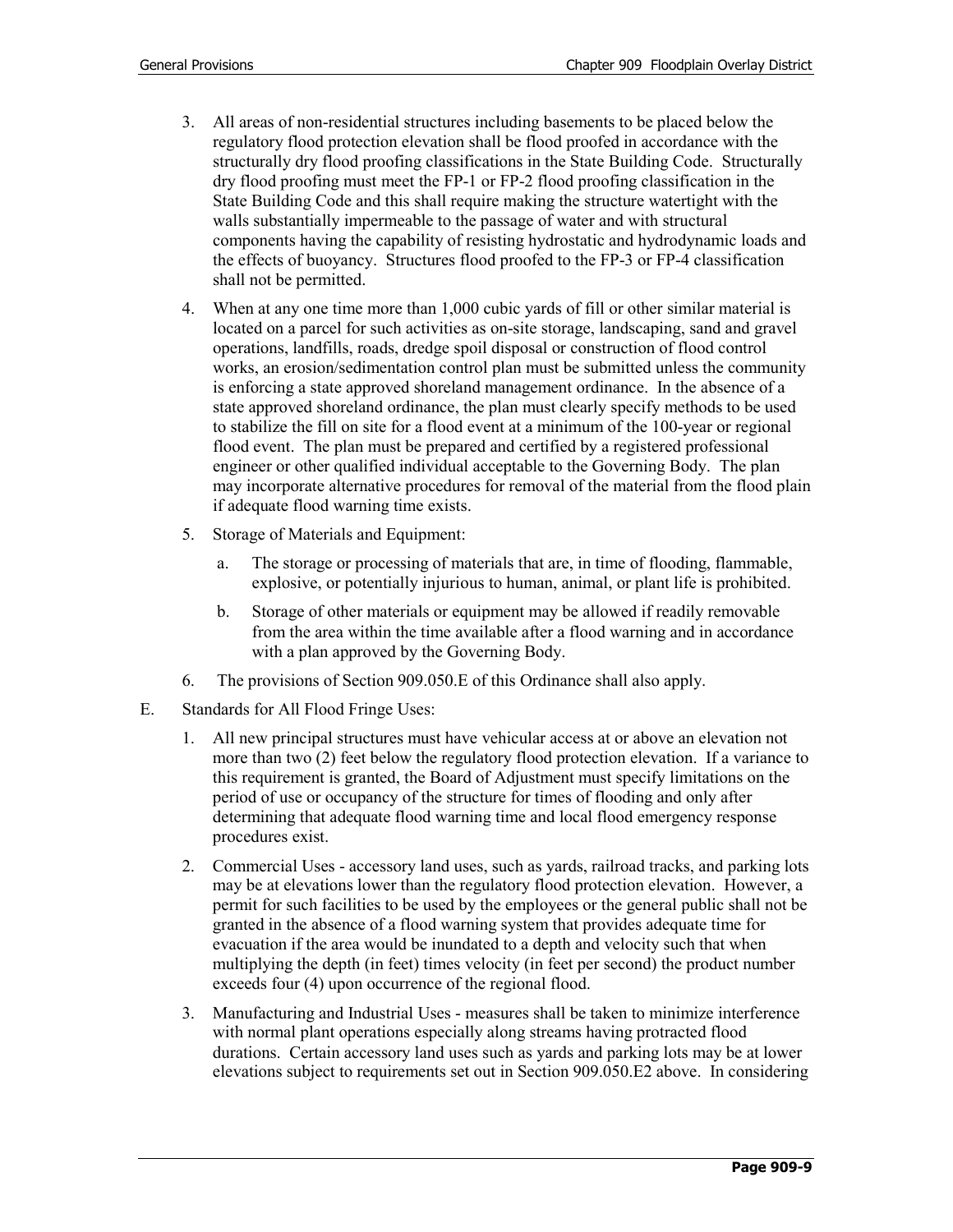3. All areas of non-residential structures including basements to be placed below the regulatory flood protection elevation shall be flood proofed in accordance with the structurally dry flood proofing classifications in the State Building Code. Structurally dry flood proofing must meet the FP-1 or FP-2 flood proofing classification in the State Building Code and this shall require making the structure watertight with the walls substantially impermeable to the passage of water and with structural components having the capability of resisting hydrostatic and hydrodynamic loads and the effects of buoyancy. Structures flood proofed to the FP-3 or FP-4 classification shall not be permitted.

4. When at any one time more than 1,000 cubic yards of fill or other similar material is located on a parcel for such activities as on-site storage, landscaping, sand and gravel operations, landfills, roads, dredge spoil disposal or construction of flood control works, an erosion/sedimentation control plan must be submitted unless the community is enforcing a state approved shoreland management ordinance. In the absence of a state approved shoreland ordinance, the plan must clearly specify methods to be used to stabilize the fill on site for a flood event at a minimum of the 100-year or regional flood event. The plan must be prepared and certified by a registered professional engineer or other qualified individual acceptable to the Governing Body. The plan may incorporate alternative procedures for removal of the material from the flood plain if adequate flood warning time exists.

5. Storage of Materials and Equipment:

   a. The storage or processing of materials that are, in time of flooding, flammable, explosive, or potentially injurious to human, animal, or plant life is prohibited.

   b. Storage of other materials or equipment may be allowed if readily removable from the area within the time available after a flood warning and in accordance with a plan approved by the Governing Body.

6. The provisions of Section 909.050.E of this Ordinance shall also apply.

E. Standards for All Flood Fringe Uses:

1. All new principal structures must have vehicular access at or above an elevation not more than two (2) feet below the regulatory flood protection elevation. If a variance to this requirement is granted, the Board of Adjustment must specify limitations on the period of use or occupancy of the structure for times of flooding and only after determining that adequate flood warning time and local flood emergency response procedures exist.

2. Commercial Uses - accessory land uses, such as yards, railroad tracks, and parking lots may be at elevations lower than the regulatory flood protection elevation. However, a permit for such facilities to be used by the employees or the general public shall not be granted in the absence of a flood warning system that provides adequate time for evacuation if the area would be inundated to a depth and velocity such that when multiplying the depth (in feet) times velocity (in feet per second) the product number exceeds four (4) upon occurrence of the regional flood.

3. Manufacturing and Industrial Uses - measures shall be taken to minimize interference with normal plant operations especially along streams having protracted flood durations. Certain accessory land uses such as yards and parking lots may be at lower elevations subject to requirements set out in Section 909.050.E2 above. In considering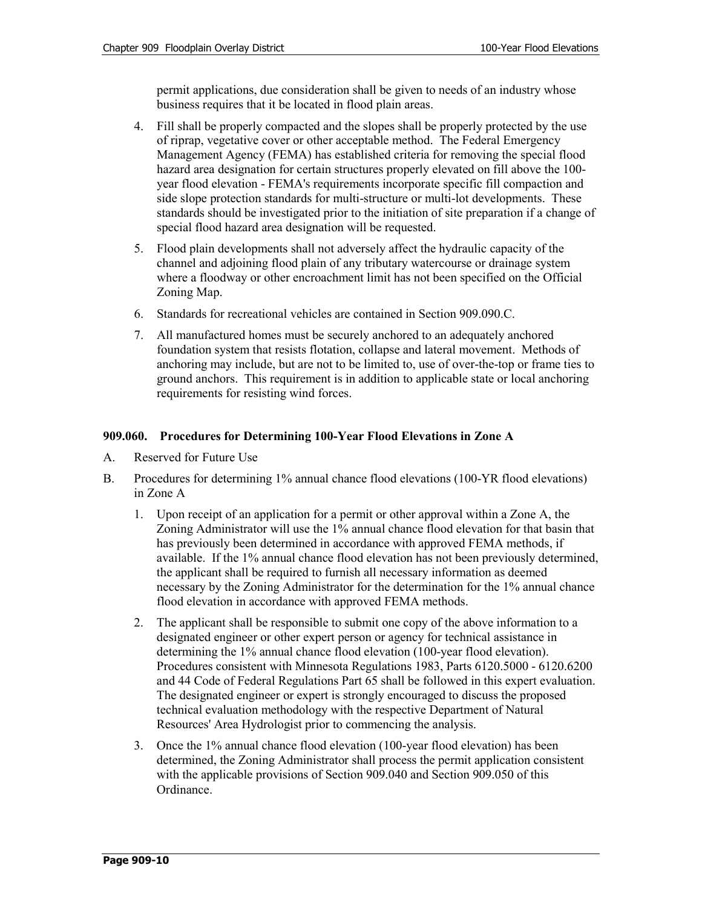permit applications, due consideration shall be given to needs of an industry whose business requires that it be located in flood plain areas.

4. Fill shall be properly compacted and the slopes shall be properly protected by the use of riprap, vegetative cover or other acceptable method. The Federal Emergency Management Agency (FEMA) has established criteria for removing the special flood hazard area designation for certain structures properly elevated on fill above the 100-year flood elevation - FEMA's requirements incorporate specific fill compaction and side slope protection standards for multi-structure or multi-lot developments. These standards should be investigated prior to the initiation of site preparation if a change of special flood hazard area designation will be requested.

5. Flood plain developments shall not adversely affect the hydraulic capacity of the channel and adjoining flood plain of any tributary watercourse or drainage system where a floodway or other encroachment limit has not been specified on the Official Zoning Map.

6. Standards for recreational vehicles are contained in Section 909.090.C.

7. All manufactured homes must be securely anchored to an adequately anchored foundation system that resists flotation, collapse and lateral movement. Methods of anchoring may include, but are not to be limited to, use of over-the-top or frame ties to ground anchors. This requirement is in addition to applicable state or local anchoring requirements for resisting wind forces.

**909.060. Procedures for Determining 100-Year Flood Elevations in Zone A**

A. Reserved for Future Use

B. Procedures for determining 1% annual chance flood elevations (100-YR flood elevations) in Zone A

   1. Upon receipt of an application for a permit or other approval within a Zone A, the Zoning Administrator will use the 1% annual chance flood elevation for that basin that has previously been determined in accordance with approved FEMA methods, if available. If the 1% annual chance flood elevation has not been previously determined, the applicant shall be required to furnish all necessary information as deemed necessary by the Zoning Administrator for the determination for the 1% annual chance flood elevation in accordance with approved FEMA methods.

   2. The applicant shall be responsible to submit one copy of the above information to a designated engineer or other expert person or agency for technical assistance in determining the 1% annual chance flood elevation (100-year flood elevation). Procedures consistent with Minnesota Regulations 1983, Parts 6120.5000 - 6120.6200 and 44 Code of Federal Regulations Part 65 shall be followed in this expert evaluation. The designated engineer or expert is strongly encouraged to discuss the proposed technical evaluation methodology with the respective Department of Natural Resources' Area Hydrologist prior to commencing the analysis.

   3. Once the 1% annual chance flood elevation (100-year flood elevation) has been determined, the Zoning Administrator shall process the permit application consistent with the applicable provisions of Section 909.040 and Section 909.050 of this Ordinance.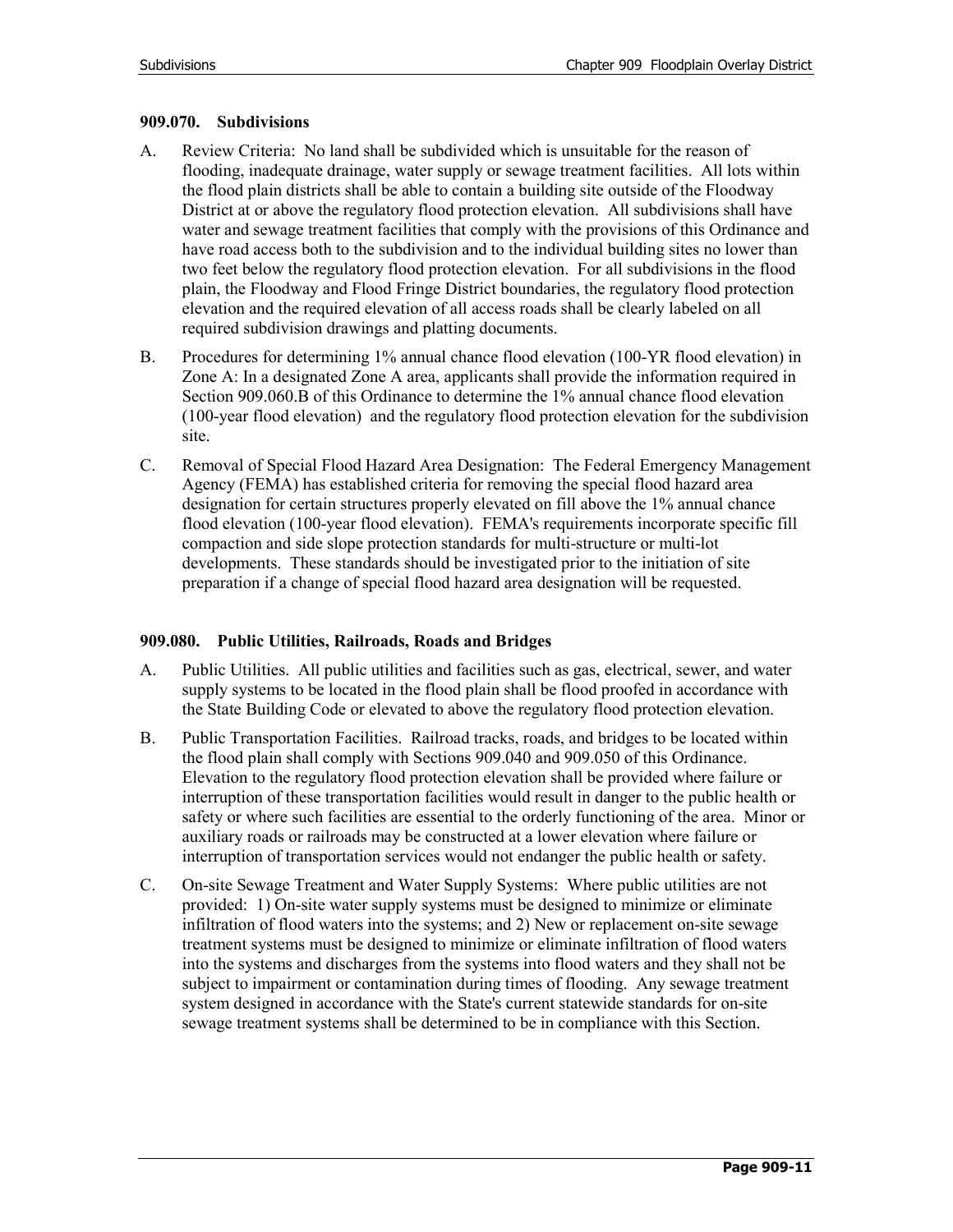### 909.070. Subdivisions

A. Review Criteria: No land shall be subdivided which is unsuitable for the reason of flooding, inadequate drainage, water supply or sewage treatment facilities. All lots within the flood plain districts shall be able to contain a building site outside of the Floodway District at or above the regulatory flood protection elevation. All subdivisions shall have water and sewage treatment facilities that comply with the provisions of this Ordinance and have road access both to the subdivision and to the individual building sites no lower than two feet below the regulatory flood protection elevation. For all subdivisions in the flood plain, the Floodway and Flood Fringe District boundaries, the regulatory flood protection elevation and the required elevation of all access roads shall be clearly labeled on all required subdivision drawings and platting documents.

B. Procedures for determining 1% annual chance flood elevation (100-YR flood elevation) in Zone A: In a designated Zone A area, applicants shall provide the information required in Section 909.060.B of this Ordinance to determine the 1% annual chance flood elevation (100-year flood elevation) and the regulatory flood protection elevation for the subdivision site.

C. Removal of Special Flood Hazard Area Designation: The Federal Emergency Management Agency (FEMA) has established criteria for removing the special flood hazard area designation for certain structures properly elevated on fill above the 1% annual chance flood elevation (100-year flood elevation). FEMA's requirements incorporate specific fill compaction and side slope protection standards for multi-structure or multi-lot developments. These standards should be investigated prior to the initiation of site preparation if a change of special flood hazard area designation will be requested.

### 909.080. Public Utilities, Railroads, Roads and Bridges

A. Public Utilities. All public utilities and facilities such as gas, electrical, sewer, and water supply systems to be located in the flood plain shall be flood proofed in accordance with the State Building Code or elevated to above the regulatory flood protection elevation.

B. Public Transportation Facilities. Railroad tracks, roads, and bridges to be located within the flood plain shall comply with Sections 909.040 and 909.050 of this Ordinance. Elevation to the regulatory flood protection elevation shall be provided where failure or interruption of these transportation facilities would result in danger to the public health or safety or where such facilities are essential to the orderly functioning of the area. Minor or auxiliary roads or railroads may be constructed at a lower elevation where failure or interruption of transportation services would not endanger the public health or safety.

C. On-site Sewage Treatment and Water Supply Systems: Where public utilities are not provided: 1) On-site water supply systems must be designed to minimize or eliminate infiltration of flood waters into the systems; and 2) New or replacement on-site sewage treatment systems must be designed to minimize or eliminate infiltration of flood waters into the systems and discharges from the systems into flood waters and they shall not be subject to impairment or contamination during times of flooding. Any sewage treatment system designed in accordance with the State's current statewide standards for on-site sewage treatment systems shall be determined to be in compliance with this Section.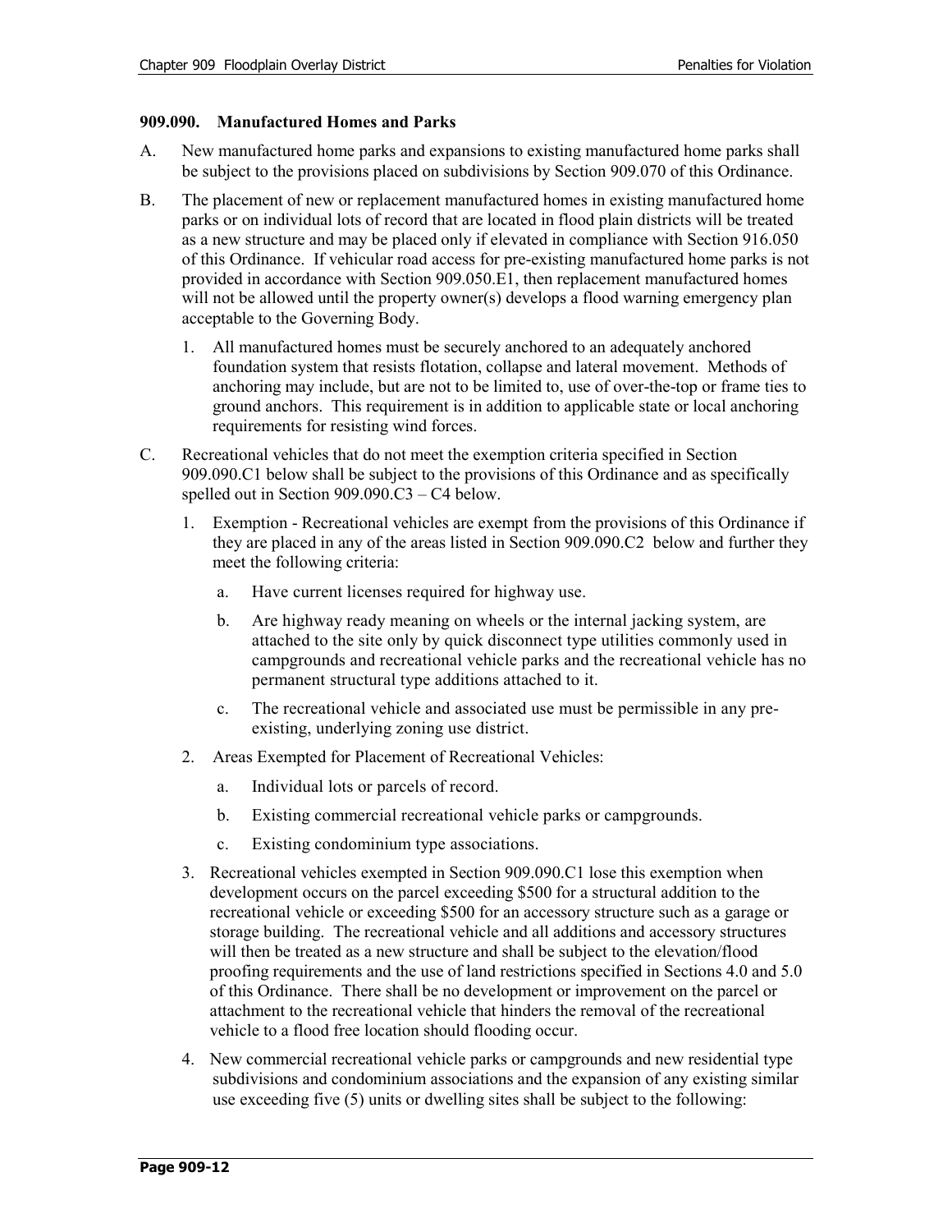### 909.090. Manufactured Homes and Parks

A. New manufactured home parks and expansions to existing manufactured home parks shall be subject to the provisions placed on subdivisions by Section 909.070 of this Ordinance.

B. The placement of new or replacement manufactured homes in existing manufactured home parks or on individual lots of record that are located in flood plain districts will be treated as a new structure and may be placed only if elevated in compliance with Section 916.050 of this Ordinance. If vehicular road access for pre-existing manufactured home parks is not provided in accordance with Section 909.050.E1, then replacement manufactured homes will not be allowed until the property owner(s) develops a flood warning emergency plan acceptable to the Governing Body.

   1. All manufactured homes must be securely anchored to an adequately anchored foundation system that resists flotation, collapse and lateral movement. Methods of anchoring may include, but are not to be limited to, use of over-the-top or frame ties to ground anchors. This requirement is in addition to applicable state or local anchoring requirements for resisting wind forces.

C. Recreational vehicles that do not meet the exemption criteria specified in Section 909.090.C1 below shall be subject to the provisions of this Ordinance and as specifically spelled out in Section 909.090.C3 – C4 below.

   1. Exemption - Recreational vehicles are exempt from the provisions of this Ordinance if they are placed in any of the areas listed in Section 909.090.C2 below and further they meet the following criteria:

      a. Have current licenses required for highway use.

      b. Are highway ready meaning on wheels or the internal jacking system, are attached to the site only by quick disconnect type utilities commonly used in campgrounds and recreational vehicle parks and the recreational vehicle has no permanent structural type additions attached to it.

      c. The recreational vehicle and associated use must be permissible in any pre-existing, underlying zoning use district.

   2. Areas Exempted for Placement of Recreational Vehicles:

      a. Individual lots or parcels of record.

      b. Existing commercial recreational vehicle parks or campgrounds.

      c. Existing condominium type associations.

   3. Recreational vehicles exempted in Section 909.090.C1 lose this exemption when development occurs on the parcel exceeding $500 for a structural addition to the recreational vehicle or exceeding $500 for an accessory structure such as a garage or storage building. The recreational vehicle and all additions and accessory structures will then be treated as a new structure and shall be subject to the elevation/flood proofing requirements and the use of land restrictions specified in Sections 4.0 and 5.0 of this Ordinance. There shall be no development or improvement on the parcel or attachment to the recreational vehicle that hinders the removal of the recreational vehicle to a flood free location should flooding occur.

   4. New commercial recreational vehicle parks or campgrounds and new residential type subdivisions and condominium associations and the expansion of any existing similar use exceeding five (5) units or dwelling sites shall be subject to the following: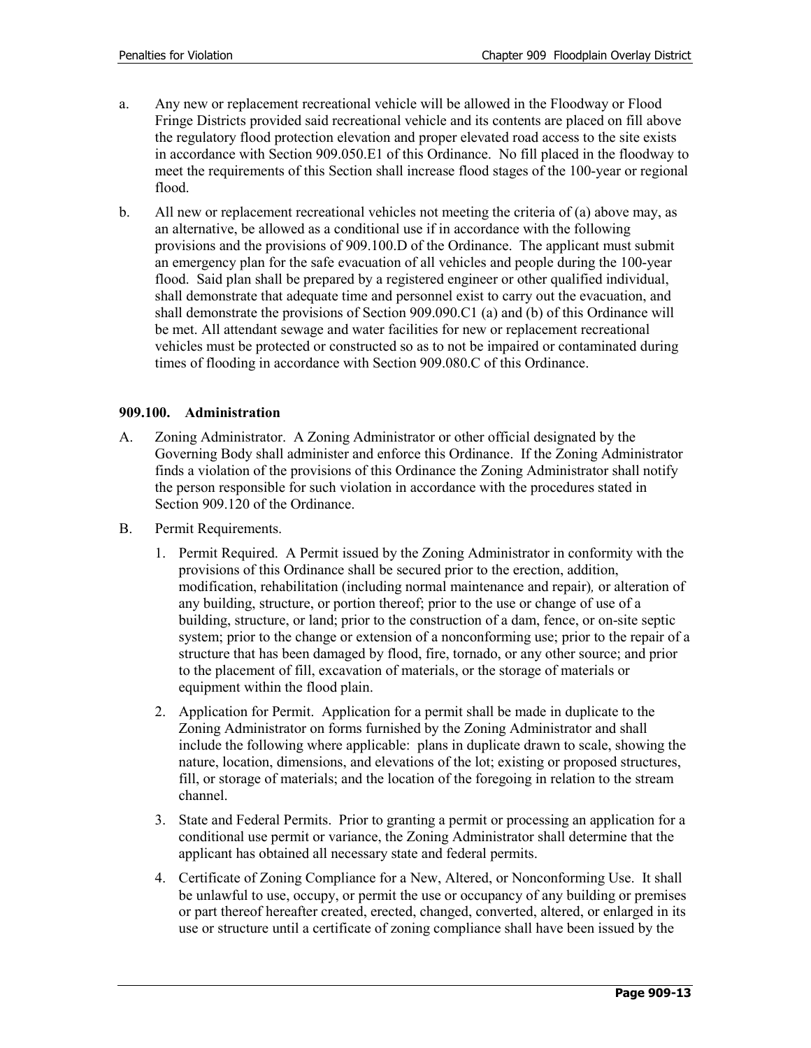a. Any new or replacement recreational vehicle will be allowed in the Floodway or Flood Fringe Districts provided said recreational vehicle and its contents are placed on fill above the regulatory flood protection elevation and proper elevated road access to the site exists in accordance with Section 909.050.E1 of this Ordinance. No fill placed in the floodway to meet the requirements of this Section shall increase flood stages of the 100-year or regional flood.

b. All new or replacement recreational vehicles not meeting the criteria of (a) above may, as an alternative, be allowed as a conditional use if in accordance with the following provisions and the provisions of 909.100.D of the Ordinance. The applicant must submit an emergency plan for the safe evacuation of all vehicles and people during the 100-year flood. Said plan shall be prepared by a registered engineer or other qualified individual, shall demonstrate that adequate time and personnel exist to carry out the evacuation, and shall demonstrate the provisions of Section 909.090.C1 (a) and (b) of this Ordinance will be met. All attendant sewage and water facilities for new or replacement recreational vehicles must be protected or constructed so as to not be impaired or contaminated during times of flooding in accordance with Section 909.080.C of this Ordinance.

**909.100. Administration**

A. Zoning Administrator. A Zoning Administrator or other official designated by the Governing Body shall administer and enforce this Ordinance. If the Zoning Administrator finds a violation of the provisions of this Ordinance the Zoning Administrator shall notify the person responsible for such violation in accordance with the procedures stated in Section 909.120 of the Ordinance.

B. Permit Requirements.

1. Permit Required. A Permit issued by the Zoning Administrator in conformity with the provisions of this Ordinance shall be secured prior to the erection, addition, modification, rehabilitation (including normal maintenance and repair)*,* or alteration of any building, structure, or portion thereof; prior to the use or change of use of a building, structure, or land; prior to the construction of a dam, fence, or on-site septic system; prior to the change or extension of a nonconforming use; prior to the repair of a structure that has been damaged by flood, fire, tornado, or any other source; and prior to the placement of fill, excavation of materials, or the storage of materials or equipment within the flood plain.

2. Application for Permit. Application for a permit shall be made in duplicate to the Zoning Administrator on forms furnished by the Zoning Administrator and shall include the following where applicable: plans in duplicate drawn to scale, showing the nature, location, dimensions, and elevations of the lot; existing or proposed structures, fill, or storage of materials; and the location of the foregoing in relation to the stream channel.

3. State and Federal Permits. Prior to granting a permit or processing an application for a conditional use permit or variance, the Zoning Administrator shall determine that the applicant has obtained all necessary state and federal permits.

4. Certificate of Zoning Compliance for a New, Altered, or Nonconforming Use. It shall be unlawful to use, occupy, or permit the use or occupancy of any building or premises or part thereof hereafter created, erected, changed, converted, altered, or enlarged in its use or structure until a certificate of zoning compliance shall have been issued by the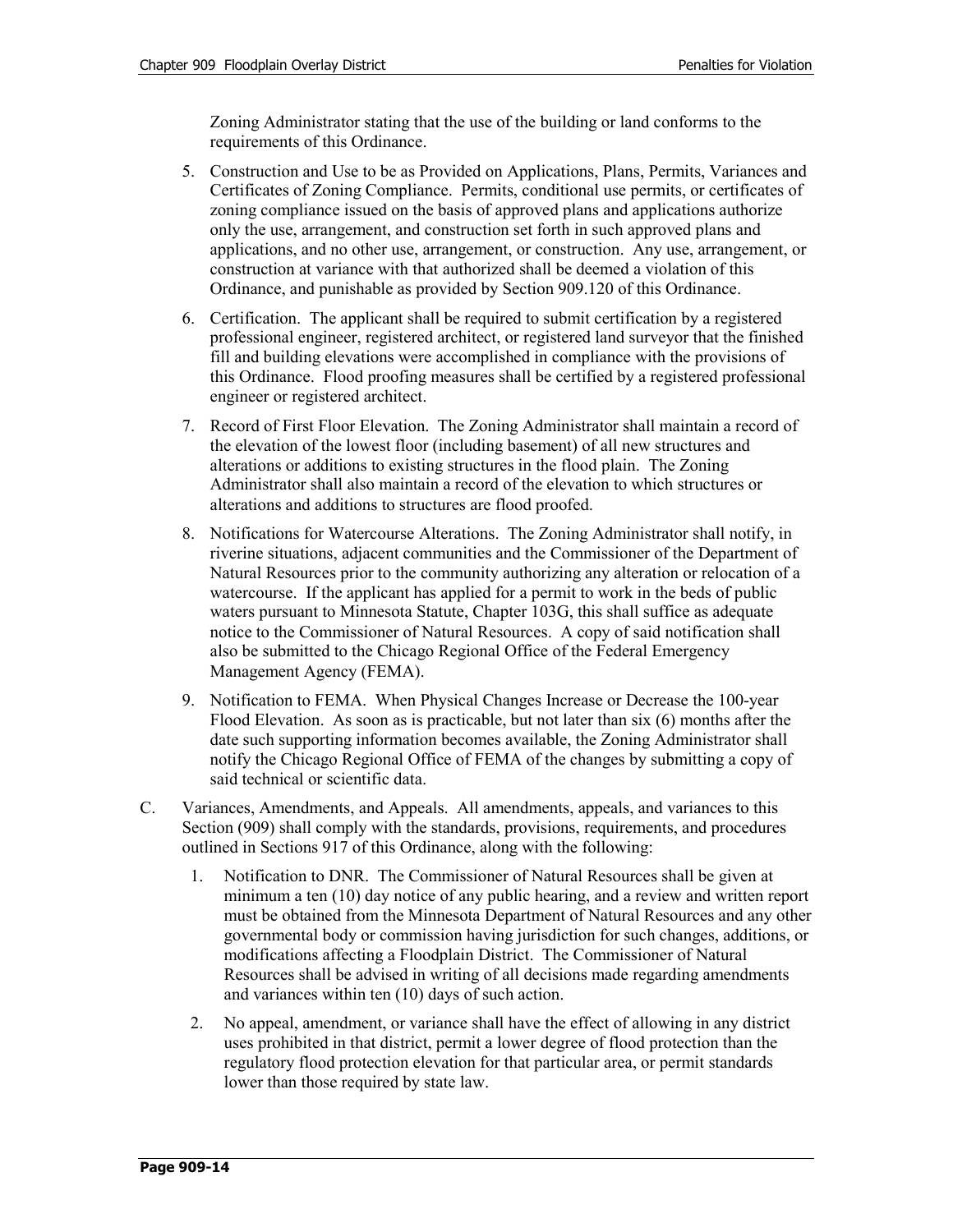Zoning Administrator stating that the use of the building or land conforms to the requirements of this Ordinance.

5. Construction and Use to be as Provided on Applications, Plans, Permits, Variances and Certificates of Zoning Compliance. Permits, conditional use permits, or certificates of zoning compliance issued on the basis of approved plans and applications authorize only the use, arrangement, and construction set forth in such approved plans and applications, and no other use, arrangement, or construction. Any use, arrangement, or construction at variance with that authorized shall be deemed a violation of this Ordinance, and punishable as provided by Section 909.120 of this Ordinance.

6. Certification. The applicant shall be required to submit certification by a registered professional engineer, registered architect, or registered land surveyor that the finished fill and building elevations were accomplished in compliance with the provisions of this Ordinance. Flood proofing measures shall be certified by a registered professional engineer or registered architect.

7. Record of First Floor Elevation. The Zoning Administrator shall maintain a record of the elevation of the lowest floor (including basement) of all new structures and alterations or additions to existing structures in the flood plain. The Zoning Administrator shall also maintain a record of the elevation to which structures or alterations and additions to structures are flood proofed.

8. Notifications for Watercourse Alterations. The Zoning Administrator shall notify, in riverine situations, adjacent communities and the Commissioner of the Department of Natural Resources prior to the community authorizing any alteration or relocation of a watercourse. If the applicant has applied for a permit to work in the beds of public waters pursuant to Minnesota Statute, Chapter 103G, this shall suffice as adequate notice to the Commissioner of Natural Resources. A copy of said notification shall also be submitted to the Chicago Regional Office of the Federal Emergency Management Agency (FEMA).

9. Notification to FEMA. When Physical Changes Increase or Decrease the 100-year Flood Elevation. As soon as is practicable, but not later than six (6) months after the date such supporting information becomes available, the Zoning Administrator shall notify the Chicago Regional Office of FEMA of the changes by submitting a copy of said technical or scientific data.

C. Variances, Amendments, and Appeals. All amendments, appeals, and variances to this Section (909) shall comply with the standards, provisions, requirements, and procedures outlined in Sections 917 of this Ordinance, along with the following:

1. Notification to DNR. The Commissioner of Natural Resources shall be given at minimum a ten (10) day notice of any public hearing, and a review and written report must be obtained from the Minnesota Department of Natural Resources and any other governmental body or commission having jurisdiction for such changes, additions, or modifications affecting a Floodplain District. The Commissioner of Natural Resources shall be advised in writing of all decisions made regarding amendments and variances within ten (10) days of such action.

2. No appeal, amendment, or variance shall have the effect of allowing in any district uses prohibited in that district, permit a lower degree of flood protection than the regulatory flood protection elevation for that particular area, or permit standards lower than those required by state law.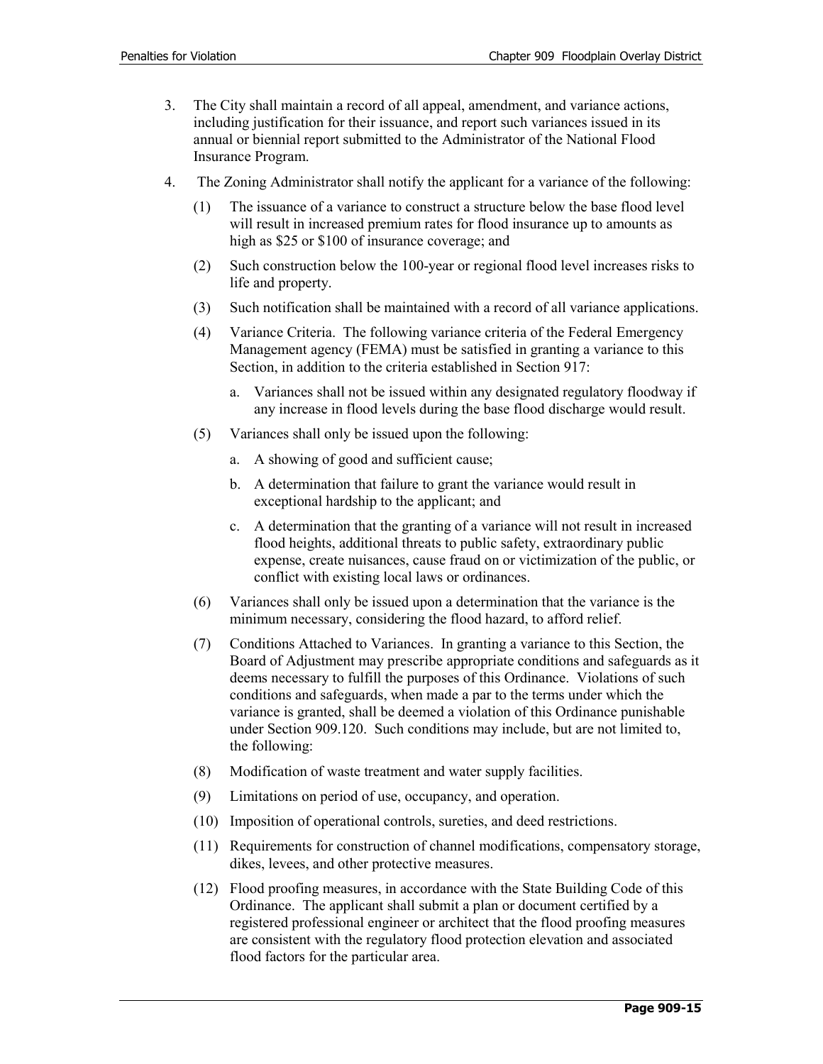3. The City shall maintain a record of all appeal, amendment, and variance actions, including justification for their issuance, and report such variances issued in its annual or biennial report submitted to the Administrator of the National Flood Insurance Program.

4. The Zoning Administrator shall notify the applicant for a variance of the following:

   (1) The issuance of a variance to construct a structure below the base flood level will result in increased premium rates for flood insurance up to amounts as high as $25 or $100 of insurance coverage; and

   (2) Such construction below the 100-year or regional flood level increases risks to life and property.

   (3) Such notification shall be maintained with a record of all variance applications.

   (4) Variance Criteria. The following variance criteria of the Federal Emergency Management agency (FEMA) must be satisfied in granting a variance to this Section, in addition to the criteria established in Section 917:

      a. Variances shall not be issued within any designated regulatory floodway if any increase in flood levels during the base flood discharge would result.

   (5) Variances shall only be issued upon the following:

      a. A showing of good and sufficient cause;

      b. A determination that failure to grant the variance would result in exceptional hardship to the applicant; and

      c. A determination that the granting of a variance will not result in increased flood heights, additional threats to public safety, extraordinary public expense, create nuisances, cause fraud on or victimization of the public, or conflict with existing local laws or ordinances.

   (6) Variances shall only be issued upon a determination that the variance is the minimum necessary, considering the flood hazard, to afford relief.

   (7) Conditions Attached to Variances. In granting a variance to this Section, the Board of Adjustment may prescribe appropriate conditions and safeguards as it deems necessary to fulfill the purposes of this Ordinance. Violations of such conditions and safeguards, when made a par to the terms under which the variance is granted, shall be deemed a violation of this Ordinance punishable under Section 909.120. Such conditions may include, but are not limited to, the following:

   (8) Modification of waste treatment and water supply facilities.

   (9) Limitations on period of use, occupancy, and operation.

   (10) Imposition of operational controls, sureties, and deed restrictions.

   (11) Requirements for construction of channel modifications, compensatory storage, dikes, levees, and other protective measures.

   (12) Flood proofing measures, in accordance with the State Building Code of this Ordinance. The applicant shall submit a plan or document certified by a registered professional engineer or architect that the flood proofing measures are consistent with the regulatory flood protection elevation and associated flood factors for the particular area.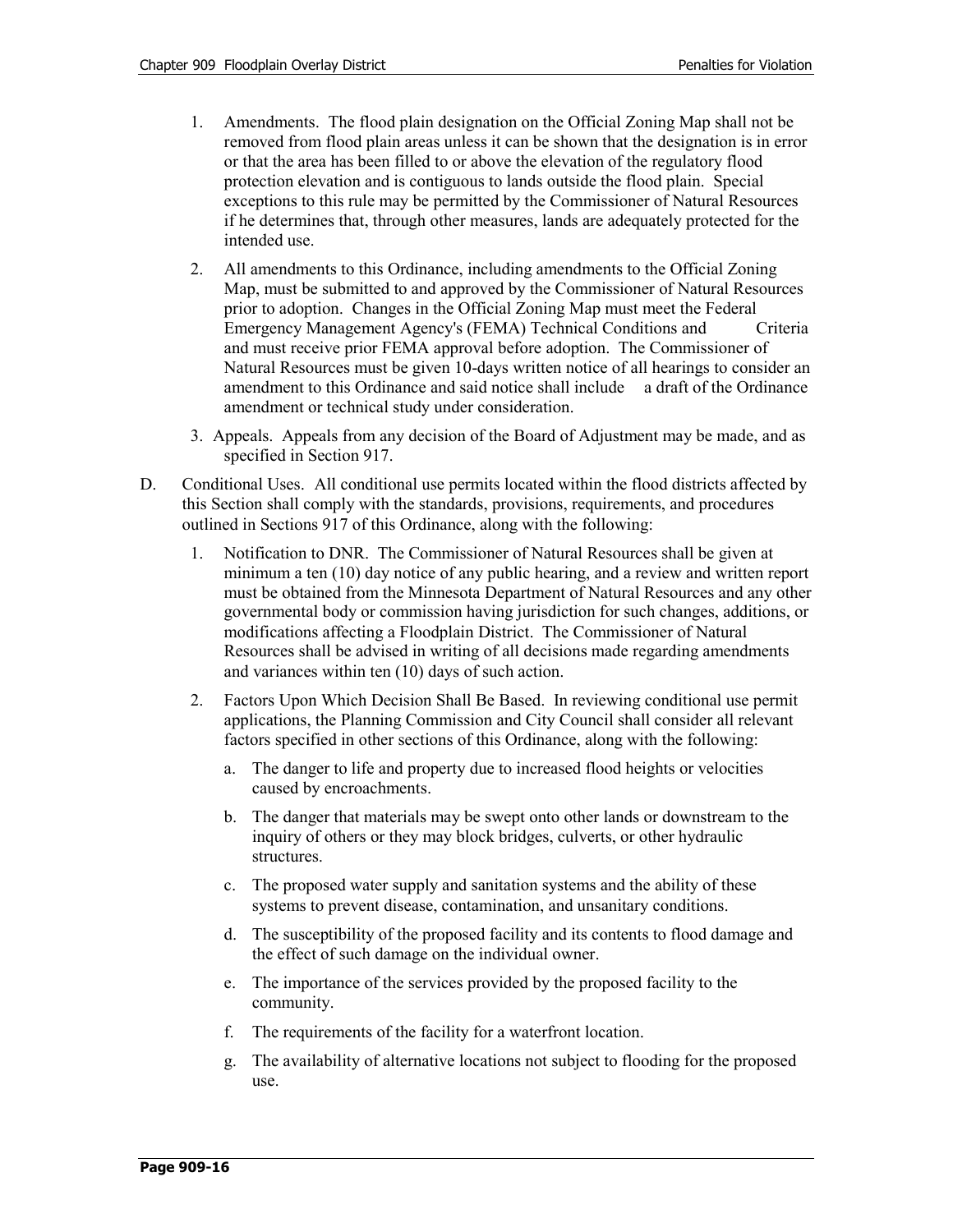1. Amendments. The flood plain designation on the Official Zoning Map shall not be removed from flood plain areas unless it can be shown that the designation is in error or that the area has been filled to or above the elevation of the regulatory flood protection elevation and is contiguous to lands outside the flood plain. Special exceptions to this rule may be permitted by the Commissioner of Natural Resources if he determines that, through other measures, lands are adequately protected for the intended use.

2. All amendments to this Ordinance, including amendments to the Official Zoning Map, must be submitted to and approved by the Commissioner of Natural Resources prior to adoption. Changes in the Official Zoning Map must meet the Federal Emergency Management Agency's (FEMA) Technical Conditions and Criteria and must receive prior FEMA approval before adoption. The Commissioner of Natural Resources must be given 10-days written notice of all hearings to consider an amendment to this Ordinance and said notice shall include a draft of the Ordinance amendment or technical study under consideration.

3. Appeals. Appeals from any decision of the Board of Adjustment may be made, and as specified in Section 917.

D. Conditional Uses. All conditional use permits located within the flood districts affected by this Section shall comply with the standards, provisions, requirements, and procedures outlined in Sections 917 of this Ordinance, along with the following:

   1. Notification to DNR. The Commissioner of Natural Resources shall be given at minimum a ten (10) day notice of any public hearing, and a review and written report must be obtained from the Minnesota Department of Natural Resources and any other governmental body or commission having jurisdiction for such changes, additions, or modifications affecting a Floodplain District. The Commissioner of Natural Resources shall be advised in writing of all decisions made regarding amendments and variances within ten (10) days of such action.

   2. Factors Upon Which Decision Shall Be Based. In reviewing conditional use permit applications, the Planning Commission and City Council shall consider all relevant factors specified in other sections of this Ordinance, along with the following:

      a. The danger to life and property due to increased flood heights or velocities caused by encroachments.

      b. The danger that materials may be swept onto other lands or downstream to the inquiry of others or they may block bridges, culverts, or other hydraulic structures.

      c. The proposed water supply and sanitation systems and the ability of these systems to prevent disease, contamination, and unsanitary conditions.

      d. The susceptibility of the proposed facility and its contents to flood damage and the effect of such damage on the individual owner.

      e. The importance of the services provided by the proposed facility to the community.

      f. The requirements of the facility for a waterfront location.

      g. The availability of alternative locations not subject to flooding for the proposed use.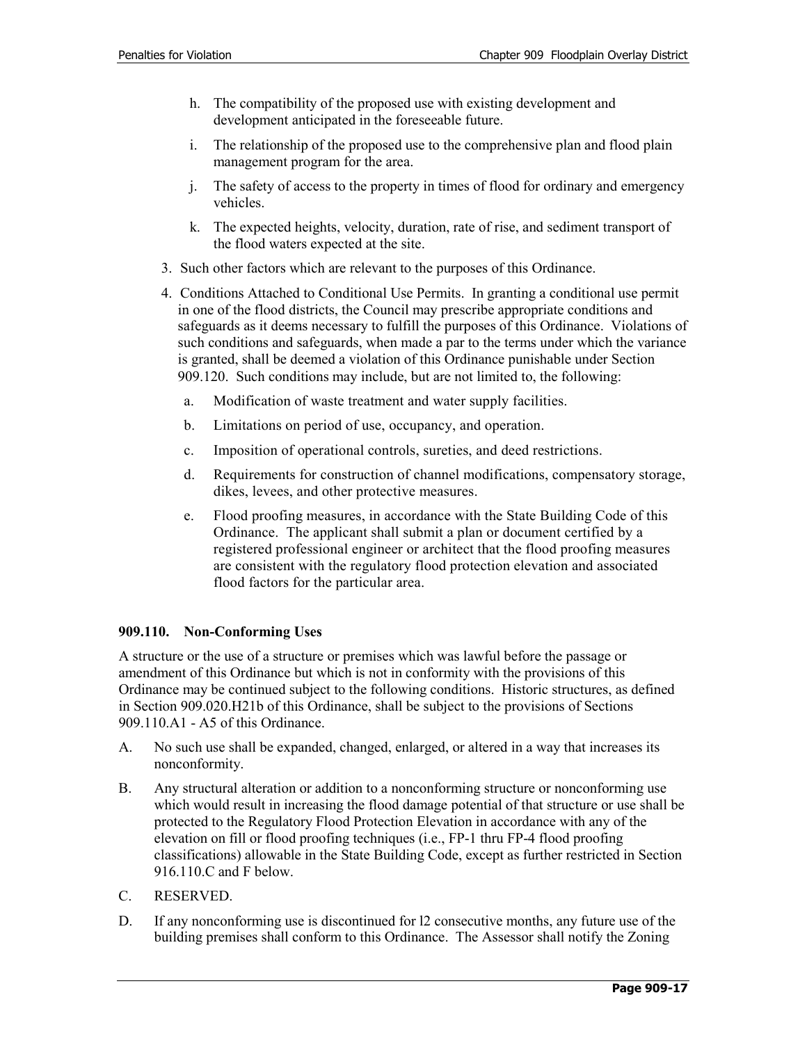h. The compatibility of the proposed use with existing development and development anticipated in the foreseeable future.

i. The relationship of the proposed use to the comprehensive plan and flood plain management program for the area.

j. The safety of access to the property in times of flood for ordinary and emergency vehicles.

k. The expected heights, velocity, duration, rate of rise, and sediment transport of the flood waters expected at the site.

3. Such other factors which are relevant to the purposes of this Ordinance.

4. Conditions Attached to Conditional Use Permits. In granting a conditional use permit in one of the flood districts, the Council may prescribe appropriate conditions and safeguards as it deems necessary to fulfill the purposes of this Ordinance. Violations of such conditions and safeguards, when made a par to the terms under which the variance is granted, shall be deemed a violation of this Ordinance punishable under Section 909.120. Such conditions may include, but are not limited to, the following:

   a. Modification of waste treatment and water supply facilities.

   b. Limitations on period of use, occupancy, and operation.

   c. Imposition of operational controls, sureties, and deed restrictions.

   d. Requirements for construction of channel modifications, compensatory storage, dikes, levees, and other protective measures.

   e. Flood proofing measures, in accordance with the State Building Code of this Ordinance. The applicant shall submit a plan or document certified by a registered professional engineer or architect that the flood proofing measures are consistent with the regulatory flood protection elevation and associated flood factors for the particular area.

### 909.110. Non-Conforming Uses

A structure or the use of a structure or premises which was lawful before the passage or amendment of this Ordinance but which is not in conformity with the provisions of this Ordinance may be continued subject to the following conditions. Historic structures, as defined in Section 909.020.H21b of this Ordinance, shall be subject to the provisions of Sections 909.110.A1 - A5 of this Ordinance.

A. No such use shall be expanded, changed, enlarged, or altered in a way that increases its nonconformity.

B. Any structural alteration or addition to a nonconforming structure or nonconforming use which would result in increasing the flood damage potential of that structure or use shall be protected to the Regulatory Flood Protection Elevation in accordance with any of the elevation on fill or flood proofing techniques (i.e., FP-1 thru FP-4 flood proofing classifications) allowable in the State Building Code, except as further restricted in Section 916.110.C and F below.

C. RESERVED.

D. If any nonconforming use is discontinued for l2 consecutive months, any future use of the building premises shall conform to this Ordinance. The Assessor shall notify the Zoning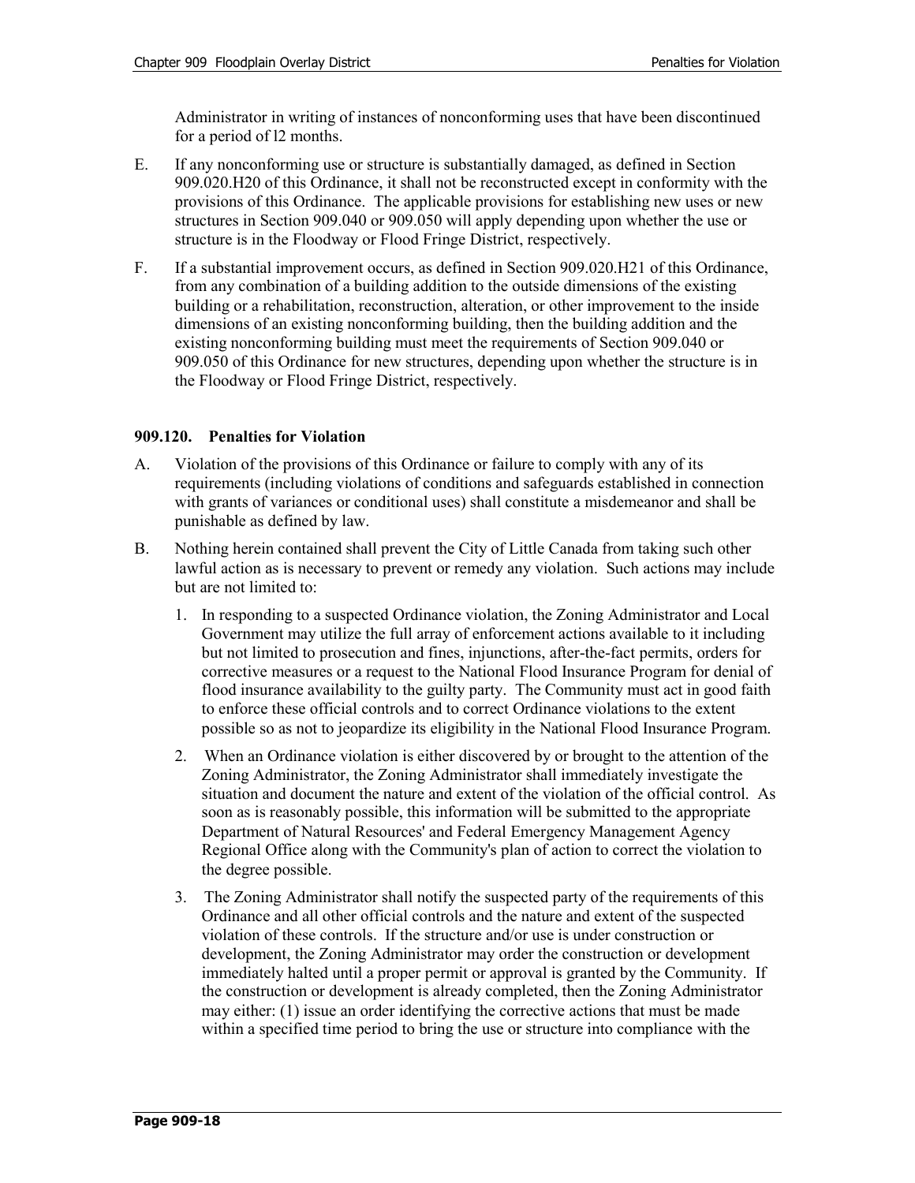Administrator in writing of instances of nonconforming uses that have been discontinued for a period of l2 months.

E. If any nonconforming use or structure is substantially damaged, as defined in Section 909.020.H20 of this Ordinance, it shall not be reconstructed except in conformity with the provisions of this Ordinance. The applicable provisions for establishing new uses or new structures in Section 909.040 or 909.050 will apply depending upon whether the use or structure is in the Floodway or Flood Fringe District, respectively.

F. If a substantial improvement occurs, as defined in Section 909.020.H21 of this Ordinance, from any combination of a building addition to the outside dimensions of the existing building or a rehabilitation, reconstruction, alteration, or other improvement to the inside dimensions of an existing nonconforming building, then the building addition and the existing nonconforming building must meet the requirements of Section 909.040 or 909.050 of this Ordinance for new structures, depending upon whether the structure is in the Floodway or Flood Fringe District, respectively.

### 909.120. Penalties for Violation

A. Violation of the provisions of this Ordinance or failure to comply with any of its requirements (including violations of conditions and safeguards established in connection with grants of variances or conditional uses) shall constitute a misdemeanor and shall be punishable as defined by law.

B. Nothing herein contained shall prevent the City of Little Canada from taking such other lawful action as is necessary to prevent or remedy any violation. Such actions may include but are not limited to:

1. In responding to a suspected Ordinance violation, the Zoning Administrator and Local Government may utilize the full array of enforcement actions available to it including but not limited to prosecution and fines, injunctions, after-the-fact permits, orders for corrective measures or a request to the National Flood Insurance Program for denial of flood insurance availability to the guilty party. The Community must act in good faith to enforce these official controls and to correct Ordinance violations to the extent possible so as not to jeopardize its eligibility in the National Flood Insurance Program.

2. When an Ordinance violation is either discovered by or brought to the attention of the Zoning Administrator, the Zoning Administrator shall immediately investigate the situation and document the nature and extent of the violation of the official control. As soon as is reasonably possible, this information will be submitted to the appropriate Department of Natural Resources' and Federal Emergency Management Agency Regional Office along with the Community's plan of action to correct the violation to the degree possible.

3. The Zoning Administrator shall notify the suspected party of the requirements of this Ordinance and all other official controls and the nature and extent of the suspected violation of these controls. If the structure and/or use is under construction or development, the Zoning Administrator may order the construction or development immediately halted until a proper permit or approval is granted by the Community. If the construction or development is already completed, then the Zoning Administrator may either: (1) issue an order identifying the corrective actions that must be made within a specified time period to bring the use or structure into compliance with the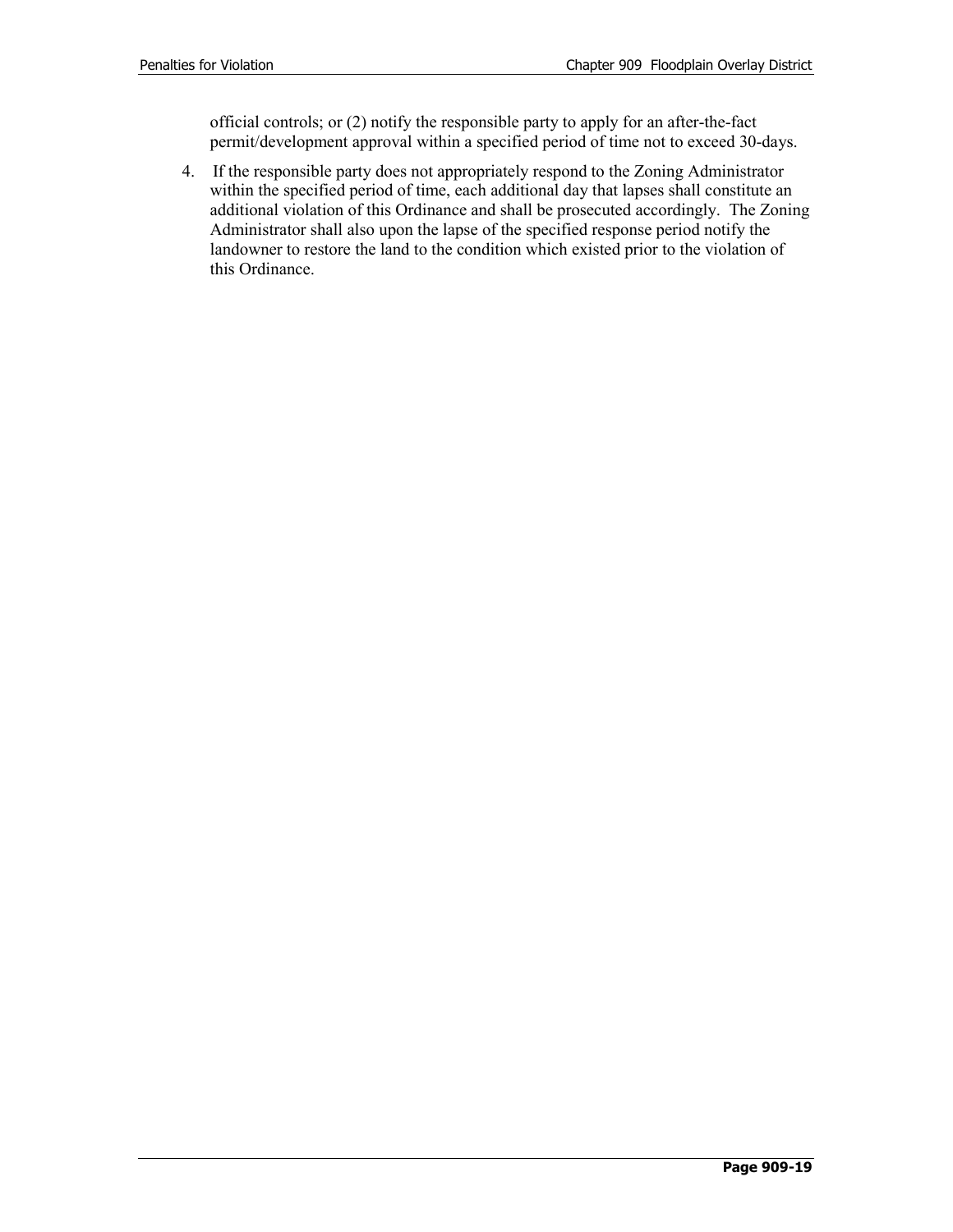official controls; or (2) notify the responsible party to apply for an after-the-fact permit/development approval within a specified period of time not to exceed 30-days.

4. If the responsible party does not appropriately respond to the Zoning Administrator within the specified period of time, each additional day that lapses shall constitute an additional violation of this Ordinance and shall be prosecuted accordingly. The Zoning Administrator shall also upon the lapse of the specified response period notify the landowner to restore the land to the condition which existed prior to the violation of this Ordinance.